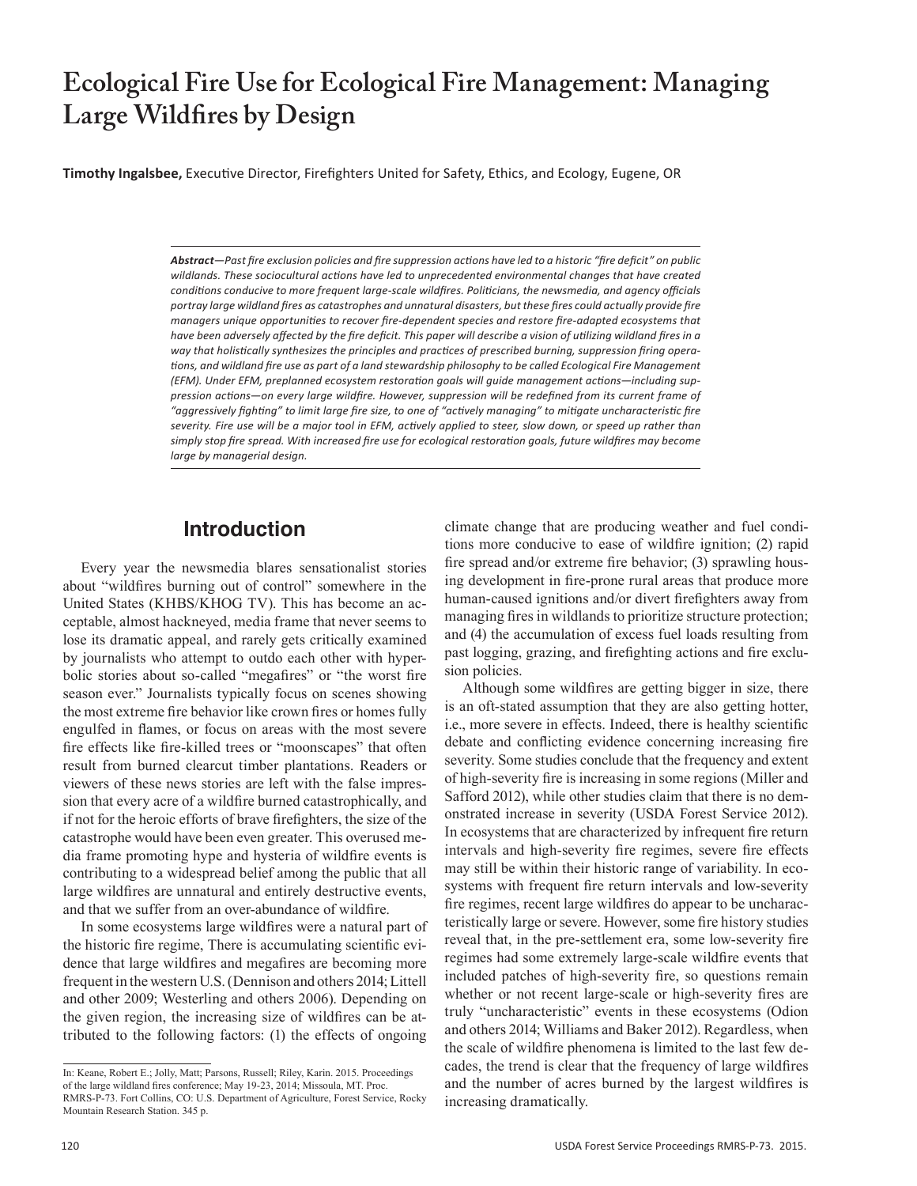# Ecological Fire Use for Ecological Fire Management: Managing Large Wildfires by Design

**Timothy Ingalsbee,** Executive Director, Firefighters United for Safety, Ethics, and Ecology, Eugene, OR

***Abstract****—Past fire exclusion policies and fire suppression actions have led to a historic "fire deficit" on public wildlands. These sociocultural actions have led to unprecedented environmental changes that have created conditions conducive to more frequent large-scale wildfires. Politicians, the newsmedia, and agency officials portray large wildland fires as catastrophes and unnatural disasters, but these fires could actually provide fire managers unique opportunities to recover fire-dependent species and restore fire-adapted ecosystems that have been adversely affected by the fire deficit. This paper will describe a vision of utilizing wildland fires in a way that holistically synthesizes the principles and practices of prescribed burning, suppression firing operations, and wildland fire use as part of a land stewardship philosophy to be called Ecological Fire Management (EFM). Under EFM, preplanned ecosystem restoration goals will guide management actions—including suppression actions—on every large wildfire. However, suppression will be redefined from its current frame of "aggressively fighting" to limit large fire size, to one of "actively managing" to mitigate uncharacteristic fire severity. Fire use will be a major tool in EFM, actively applied to steer, slow down, or speed up rather than simply stop fire spread. With increased fire use for ecological restoration goals, future wildfires may become large by managerial design.*

## Introduction

Every year the newsmedia blares sensationalist stories about "wildfires burning out of control" somewhere in the United States (KHBS/KHOG TV). This has become an acceptable, almost hackneyed, media frame that never seems to lose its dramatic appeal, and rarely gets critically examined by journalists who attempt to outdo each other with hyperbolic stories about so-called "megafires" or "the worst fire season ever." Journalists typically focus on scenes showing the most extreme fire behavior like crown fires or homes fully engulfed in flames, or focus on areas with the most severe fire effects like fire-killed trees or "moonscapes" that often result from burned clearcut timber plantations. Readers or viewers of these news stories are left with the false impression that every acre of a wildfire burned catastrophically, and if not for the heroic efforts of brave firefighters, the size of the catastrophe would have been even greater. This overused media frame promoting hype and hysteria of wildfire events is contributing to a widespread belief among the public that all large wildfires are unnatural and entirely destructive events, and that we suffer from an over-abundance of wildfire.

In some ecosystems large wildfires were a natural part of the historic fire regime, There is accumulating scientific evidence that large wildfires and megafires are becoming more frequent in the western U.S. (Dennison and others 2014; Littell and other 2009; Westerling and others 2006). Depending on the given region, the increasing size of wildfires can be attributed to the following factors: (1) the effects of ongoing climate change that are producing weather and fuel conditions more conducive to ease of wildfire ignition; (2) rapid fire spread and/or extreme fire behavior; (3) sprawling housing development in fire-prone rural areas that produce more human-caused ignitions and/or divert firefighters away from managing fires in wildlands to prioritize structure protection; and (4) the accumulation of excess fuel loads resulting from past logging, grazing, and firefighting actions and fire exclusion policies.

Although some wildfires are getting bigger in size, there is an oft-stated assumption that they are also getting hotter, i.e., more severe in effects. Indeed, there is healthy scientific debate and conflicting evidence concerning increasing fire severity. Some studies conclude that the frequency and extent of high-severity fire is increasing in some regions (Miller and Safford 2012), while other studies claim that there is no demonstrated increase in severity (USDA Forest Service 2012). In ecosystems that are characterized by infrequent fire return intervals and high-severity fire regimes, severe fire effects may still be within their historic range of variability. In ecosystems with frequent fire return intervals and low-severity fire regimes, recent large wildfires do appear to be uncharacteristically large or severe. However, some fire history studies reveal that, in the pre-settlement era, some low-severity fire regimes had some extremely large-scale wildfire events that included patches of high-severity fire, so questions remain whether or not recent large-scale or high-severity fires are truly "uncharacteristic" events in these ecosystems (Odion and others 2014; Williams and Baker 2012). Regardless, when the scale of wildfire phenomena is limited to the last few decades, the trend is clear that the frequency of large wildfires and the number of acres burned by the largest wildfires is increasing dramatically.

In: Keane, Robert E.; Jolly, Matt; Parsons, Russell; Riley, Karin. 2015. Proceedings of the large wildland fires conference; May 19-23, 2014; Missoula, MT. Proc. RMRS-P-73. Fort Collins, CO: U.S. Department of Agriculture, Forest Service, Rocky Mountain Research Station. 345 p.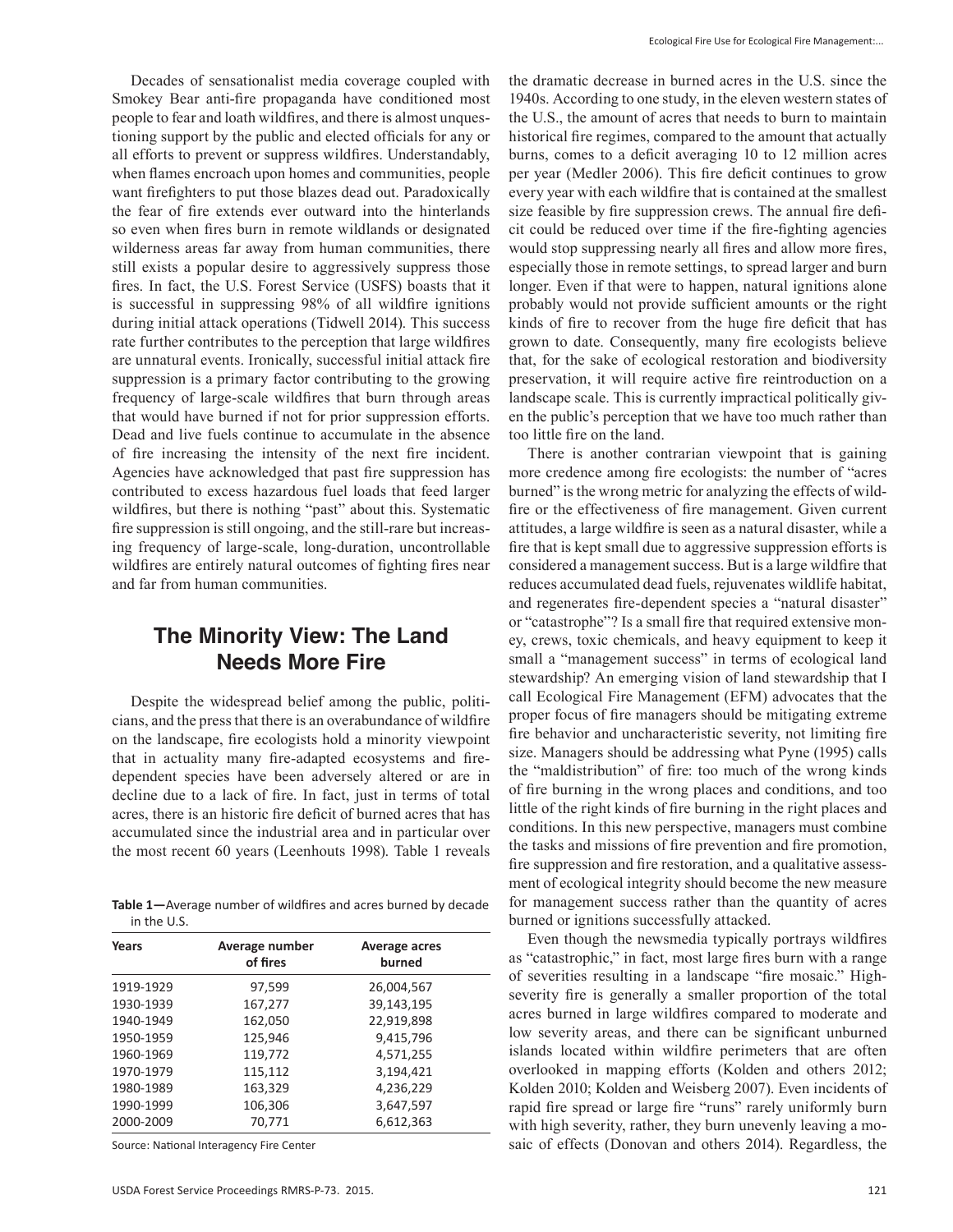Decades of sensationalist media coverage coupled with Smokey Bear anti-fire propaganda have conditioned most people to fear and loath wildfires, and there is almost unquestioning support by the public and elected officials for any or all efforts to prevent or suppress wildfires. Understandably, when flames encroach upon homes and communities, people want firefighters to put those blazes dead out. Paradoxically the fear of fire extends ever outward into the hinterlands so even when fires burn in remote wildlands or designated wilderness areas far away from human communities, there still exists a popular desire to aggressively suppress those fires. In fact, the U.S. Forest Service (USFS) boasts that it is successful in suppressing 98% of all wildfire ignitions during initial attack operations (Tidwell 2014). This success rate further contributes to the perception that large wildfires are unnatural events. Ironically, successful initial attack fire suppression is a primary factor contributing to the growing frequency of large-scale wildfires that burn through areas that would have burned if not for prior suppression efforts. Dead and live fuels continue to accumulate in the absence of fire increasing the intensity of the next fire incident. Agencies have acknowledged that past fire suppression has contributed to excess hazardous fuel loads that feed larger wildfires, but there is nothing "past" about this. Systematic fire suppression is still ongoing, and the still-rare but increasing frequency of large-scale, long-duration, uncontrollable wildfires are entirely natural outcomes of fighting fires near and far from human communities.

## The Minority View: The Land Needs More Fire

Despite the widespread belief among the public, politicians, and the press that there is an overabundance of wildfire on the landscape, fire ecologists hold a minority viewpoint that in actuality many fire-adapted ecosystems and fire-dependent species have been adversely altered or are in decline due to a lack of fire. In fact, just in terms of total acres, there is an historic fire deficit of burned acres that has accumulated since the industrial area and in particular over the most recent 60 years (Leenhouts 1998). Table 1 reveals the dramatic decrease in burned acres in the U.S. since the 1940s. According to one study, in the eleven western states of the U.S., the amount of acres that needs to burn to maintain historical fire regimes, compared to the amount that actually burns, comes to a deficit averaging 10 to 12 million acres per year (Medler 2006). This fire deficit continues to grow every year with each wildfire that is contained at the smallest size feasible by fire suppression crews. The annual fire deficit could be reduced over time if the fire-fighting agencies would stop suppressing nearly all fires and allow more fires, especially those in remote settings, to spread larger and burn longer. Even if that were to happen, natural ignitions alone probably would not provide sufficient amounts or the right kinds of fire to recover from the huge fire deficit that has grown to date. Consequently, many fire ecologists believe that, for the sake of ecological restoration and biodiversity preservation, it will require active fire reintroduction on a landscape scale. This is currently impractical politically given the public's perception that we have too much rather than too little fire on the land.

**Table 1**—Average number of wildfires and acres burned by decade in the U.S.

| Years | Average number of fires | Average acres burned |
|---|---|---|
| 1919-1929 | 97,599 | 26,004,567 |
| 1930-1939 | 167,277 | 39,143,195 |
| 1940-1949 | 162,050 | 22,919,898 |
| 1950-1959 | 125,946 | 9,415,796 |
| 1960-1969 | 119,772 | 4,571,255 |
| 1970-1979 | 115,112 | 3,194,421 |
| 1980-1989 | 163,329 | 4,236,229 |
| 1990-1999 | 106,306 | 3,647,597 |
| 2000-2009 | 70,771 | 6,612,363 |

Source: National Interagency Fire Center

There is another contrarian viewpoint that is gaining more credence among fire ecologists: the number of "acres burned" is the wrong metric for analyzing the effects of wildfire or the effectiveness of fire management. Given current attitudes, a large wildfire is seen as a natural disaster, while a fire that is kept small due to aggressive suppression efforts is considered a management success. But is a large wildfire that reduces accumulated dead fuels, rejuvenates wildlife habitat, and regenerates fire-dependent species a "natural disaster" or "catastrophe"? Is a small fire that required extensive money, crews, toxic chemicals, and heavy equipment to keep it small a "management success" in terms of ecological land stewardship? An emerging vision of land stewardship that I call Ecological Fire Management (EFM) advocates that the proper focus of fire managers should be mitigating extreme fire behavior and uncharacteristic severity, not limiting fire size. Managers should be addressing what Pyne (1995) calls the "maldistribution" of fire: too much of the wrong kinds of fire burning in the wrong places and conditions, and too little of the right kinds of fire burning in the right places and conditions. In this new perspective, managers must combine the tasks and missions of fire prevention and fire promotion, fire suppression and fire restoration, and a qualitative assessment of ecological integrity should become the new measure for management success rather than the quantity of acres burned or ignitions successfully attacked.

Even though the newsmedia typically portrays wildfires as "catastrophic," in fact, most large fires burn with a range of severities resulting in a landscape "fire mosaic." High-severity fire is generally a smaller proportion of the total acres burned in large wildfires compared to moderate and low severity areas, and there can be significant unburned islands located within wildfire perimeters that are often overlooked in mapping efforts (Kolden and others 2012; Kolden 2010; Kolden and Weisberg 2007). Even incidents of rapid fire spread or large fire "runs" rarely uniformly burn with high severity, rather, they burn unevenly leaving a mosaic of effects (Donovan and others 2014). Regardless, the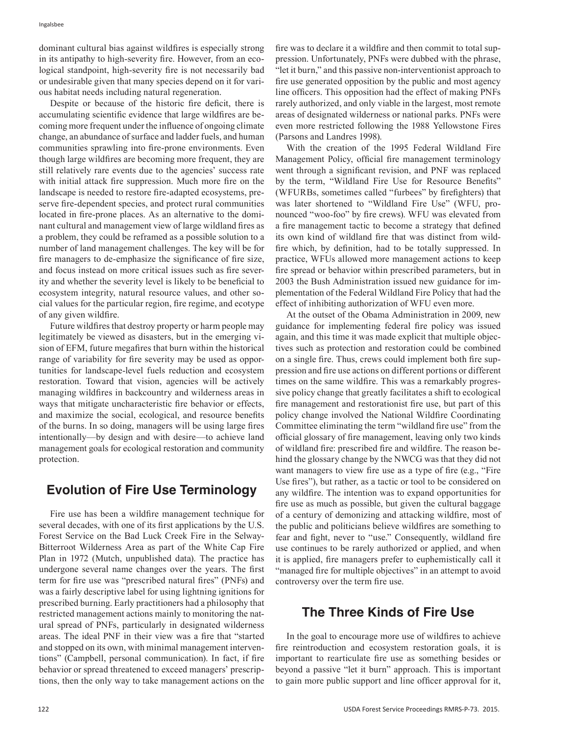dominant cultural bias against wildfires is especially strong in its antipathy to high-severity fire. However, from an ecological standpoint, high-severity fire is not necessarily bad or undesirable given that many species depend on it for various habitat needs including natural regeneration.

Despite or because of the historic fire deficit, there is accumulating scientific evidence that large wildfires are becoming more frequent under the influence of ongoing climate change, an abundance of surface and ladder fuels, and human communities sprawling into fire-prone environments. Even though large wildfires are becoming more frequent, they are still relatively rare events due to the agencies' success rate with initial attack fire suppression. Much more fire on the landscape is needed to restore fire-adapted ecosystems, preserve fire-dependent species, and protect rural communities located in fire-prone places. As an alternative to the dominant cultural and management view of large wildland fires as a problem, they could be reframed as a possible solution to a number of land management challenges. The key will be for fire managers to de-emphasize the significance of fire size, and focus instead on more critical issues such as fire severity and whether the severity level is likely to be beneficial to ecosystem integrity, natural resource values, and other social values for the particular region, fire regime, and ecotype of any given wildfire.

Future wildfires that destroy property or harm people may legitimately be viewed as disasters, but in the emerging vision of EFM, future megafires that burn within the historical range of variability for fire severity may be used as opportunities for landscape-level fuels reduction and ecosystem restoration. Toward that vision, agencies will be actively managing wildfires in backcountry and wilderness areas in ways that mitigate uncharacteristic fire behavior or effects, and maximize the social, ecological, and resource benefits of the burns. In so doing, managers will be using large fires intentionally—by design and with desire—to achieve land management goals for ecological restoration and community protection.

## Evolution of Fire Use Terminology

Fire use has been a wildfire management technique for several decades, with one of its first applications by the U.S. Forest Service on the Bad Luck Creek Fire in the Selway-Bitterroot Wilderness Area as part of the White Cap Fire Plan in 1972 (Mutch, unpublished data). The practice has undergone several name changes over the years. The first term for fire use was "prescribed natural fires" (PNFs) and was a fairly descriptive label for using lightning ignitions for prescribed burning. Early practitioners had a philosophy that restricted management actions mainly to monitoring the natural spread of PNFs, particularly in designated wilderness areas. The ideal PNF in their view was a fire that "started and stopped on its own, with minimal management interventions" (Campbell, personal communication). In fact, if fire behavior or spread threatened to exceed managers' prescriptions, then the only way to take management actions on the fire was to declare it a wildfire and then commit to total suppression. Unfortunately, PNFs were dubbed with the phrase, "let it burn," and this passive non-interventionist approach to fire use generated opposition by the public and most agency line officers. This opposition had the effect of making PNFs rarely authorized, and only viable in the largest, most remote areas of designated wilderness or national parks. PNFs were even more restricted following the 1988 Yellowstone Fires (Parsons and Landres 1998).

With the creation of the 1995 Federal Wildland Fire Management Policy, official fire management terminology went through a significant revision, and PNF was replaced by the term, "Wildland Fire Use for Resource Benefits" (WFURBs, sometimes called "furbees" by firefighters) that was later shortened to "Wildland Fire Use" (WFU, pronounced "woo-foo" by fire crews). WFU was elevated from a fire management tactic to become a strategy that defined its own kind of wildland fire that was distinct from wildfire which, by definition, had to be totally suppressed. In practice, WFUs allowed more management actions to keep fire spread or behavior within prescribed parameters, but in 2003 the Bush Administration issued new guidance for implementation of the Federal Wildland Fire Policy that had the effect of inhibiting authorization of WFU even more.

At the outset of the Obama Administration in 2009, new guidance for implementing federal fire policy was issued again, and this time it was made explicit that multiple objectives such as protection and restoration could be combined on a single fire. Thus, crews could implement both fire suppression and fire use actions on different portions or different times on the same wildfire. This was a remarkably progressive policy change that greatly facilitates a shift to ecological fire management and restorationist fire use, but part of this policy change involved the National Wildfire Coordinating Committee eliminating the term "wildland fire use" from the official glossary of fire management, leaving only two kinds of wildland fire: prescribed fire and wildfire. The reason behind the glossary change by the NWCG was that they did not want managers to view fire use as a type of fire (e.g., "Fire Use fires"), but rather, as a tactic or tool to be considered on any wildfire. The intention was to expand opportunities for fire use as much as possible, but given the cultural baggage of a century of demonizing and attacking wildfire, most of the public and politicians believe wildfires are something to fear and fight, never to "use." Consequently, wildland fire use continues to be rarely authorized or applied, and when it is applied, fire managers prefer to euphemistically call it "managed fire for multiple objectives" in an attempt to avoid controversy over the term fire use.

## The Three Kinds of Fire Use

In the goal to encourage more use of wildfires to achieve fire reintroduction and ecosystem restoration goals, it is important to rearticulate fire use as something besides or beyond a passive "let it burn" approach. This is important to gain more public support and line officer approval for it,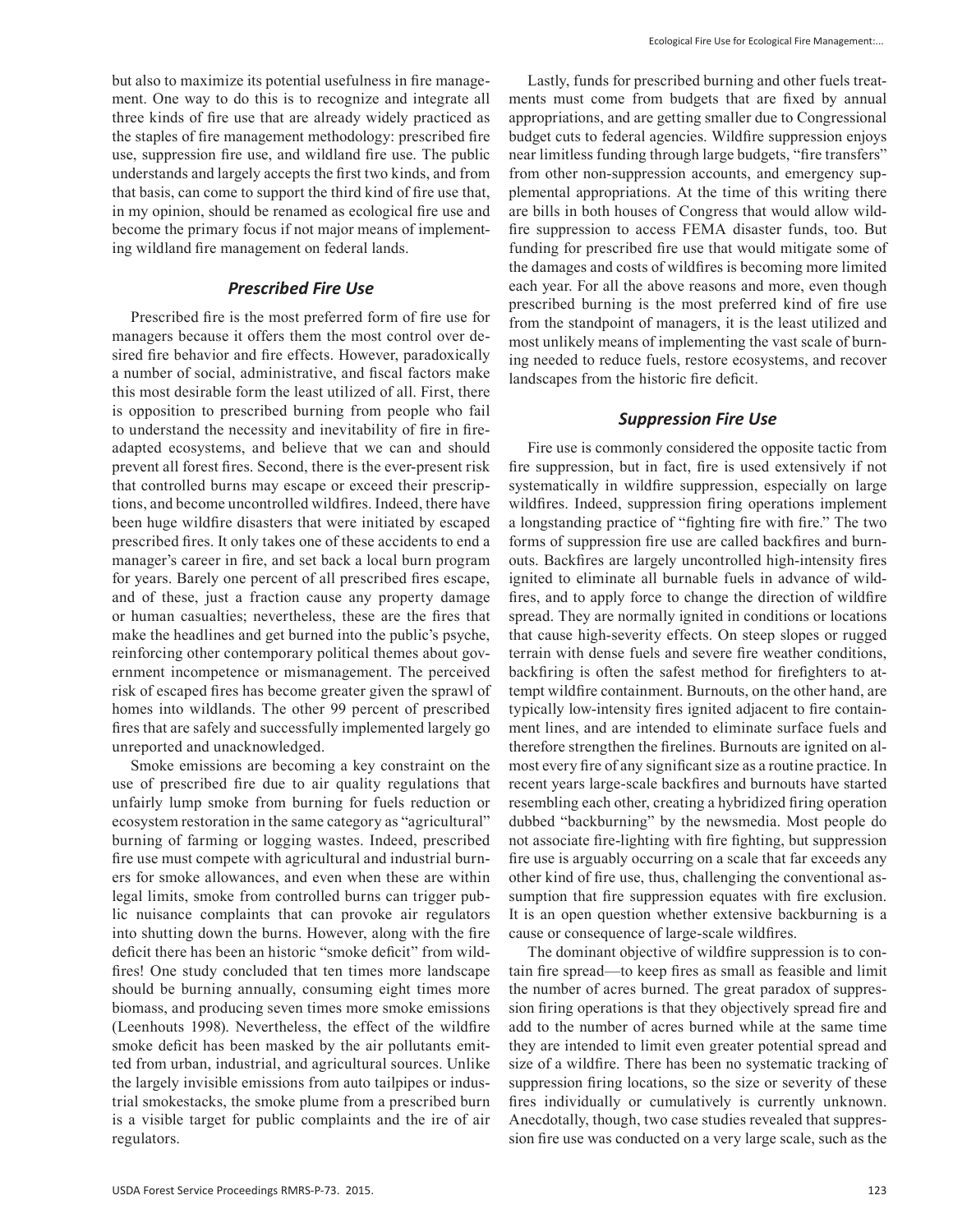but also to maximize its potential usefulness in fire management. One way to do this is to recognize and integrate all three kinds of fire use that are already widely practiced as the staples of fire management methodology: prescribed fire use, suppression fire use, and wildland fire use. The public understands and largely accepts the first two kinds, and from that basis, can come to support the third kind of fire use that, in my opinion, should be renamed as ecological fire use and become the primary focus if not major means of implementing wildland fire management on federal lands.

### *Prescribed Fire Use*

Prescribed fire is the most preferred form of fire use for managers because it offers them the most control over desired fire behavior and fire effects. However, paradoxically a number of social, administrative, and fiscal factors make this most desirable form the least utilized of all. First, there is opposition to prescribed burning from people who fail to understand the necessity and inevitability of fire in fire-adapted ecosystems, and believe that we can and should prevent all forest fires. Second, there is the ever-present risk that controlled burns may escape or exceed their prescriptions, and become uncontrolled wildfires. Indeed, there have been huge wildfire disasters that were initiated by escaped prescribed fires. It only takes one of these accidents to end a manager's career in fire, and set back a local burn program for years. Barely one percent of all prescribed fires escape, and of these, just a fraction cause any property damage or human casualties; nevertheless, these are the fires that make the headlines and get burned into the public's psyche, reinforcing other contemporary political themes about government incompetence or mismanagement. The perceived risk of escaped fires has become greater given the sprawl of homes into wildlands. The other 99 percent of prescribed fires that are safely and successfully implemented largely go unreported and unacknowledged.

Smoke emissions are becoming a key constraint on the use of prescribed fire due to air quality regulations that unfairly lump smoke from burning for fuels reduction or ecosystem restoration in the same category as "agricultural" burning of farming or logging wastes. Indeed, prescribed fire use must compete with agricultural and industrial burners for smoke allowances, and even when these are within legal limits, smoke from controlled burns can trigger public nuisance complaints that can provoke air regulators into shutting down the burns. However, along with the fire deficit there has been an historic "smoke deficit" from wildfires! One study concluded that ten times more landscape should be burning annually, consuming eight times more biomass, and producing seven times more smoke emissions (Leenhouts 1998). Nevertheless, the effect of the wildfire smoke deficit has been masked by the air pollutants emitted from urban, industrial, and agricultural sources. Unlike the largely invisible emissions from auto tailpipes or industrial smokestacks, the smoke plume from a prescribed burn is a visible target for public complaints and the ire of air regulators.

Lastly, funds for prescribed burning and other fuels treatments must come from budgets that are fixed by annual appropriations, and are getting smaller due to Congressional budget cuts to federal agencies. Wildfire suppression enjoys near limitless funding through large budgets, "fire transfers" from other non-suppression accounts, and emergency supplemental appropriations. At the time of this writing there are bills in both houses of Congress that would allow wildfire suppression to access FEMA disaster funds, too. But funding for prescribed fire use that would mitigate some of the damages and costs of wildfires is becoming more limited each year. For all the above reasons and more, even though prescribed burning is the most preferred kind of fire use from the standpoint of managers, it is the least utilized and most unlikely means of implementing the vast scale of burning needed to reduce fuels, restore ecosystems, and recover landscapes from the historic fire deficit.

### *Suppression Fire Use*

Fire use is commonly considered the opposite tactic from fire suppression, but in fact, fire is used extensively if not systematically in wildfire suppression, especially on large wildfires. Indeed, suppression firing operations implement a longstanding practice of "fighting fire with fire." The two forms of suppression fire use are called backfires and burnouts. Backfires are largely uncontrolled high-intensity fires ignited to eliminate all burnable fuels in advance of wildfires, and to apply force to change the direction of wildfire spread. They are normally ignited in conditions or locations that cause high-severity effects. On steep slopes or rugged terrain with dense fuels and severe fire weather conditions, backfiring is often the safest method for firefighters to attempt wildfire containment. Burnouts, on the other hand, are typically low-intensity fires ignited adjacent to fire containment lines, and are intended to eliminate surface fuels and therefore strengthen the firelines. Burnouts are ignited on almost every fire of any significant size as a routine practice. In recent years large-scale backfires and burnouts have started resembling each other, creating a hybridized firing operation dubbed "backburning" by the newsmedia. Most people do not associate fire-lighting with fire fighting, but suppression fire use is arguably occurring on a scale that far exceeds any other kind of fire use, thus, challenging the conventional assumption that fire suppression equates with fire exclusion. It is an open question whether extensive backburning is a cause or consequence of large-scale wildfires.

The dominant objective of wildfire suppression is to contain fire spread—to keep fires as small as feasible and limit the number of acres burned. The great paradox of suppression firing operations is that they objectively spread fire and add to the number of acres burned while at the same time they are intended to limit even greater potential spread and size of a wildfire. There has been no systematic tracking of suppression firing locations, so the size or severity of these fires individually or cumulatively is currently unknown. Anecdotally, though, two case studies revealed that suppression fire use was conducted on a very large scale, such as the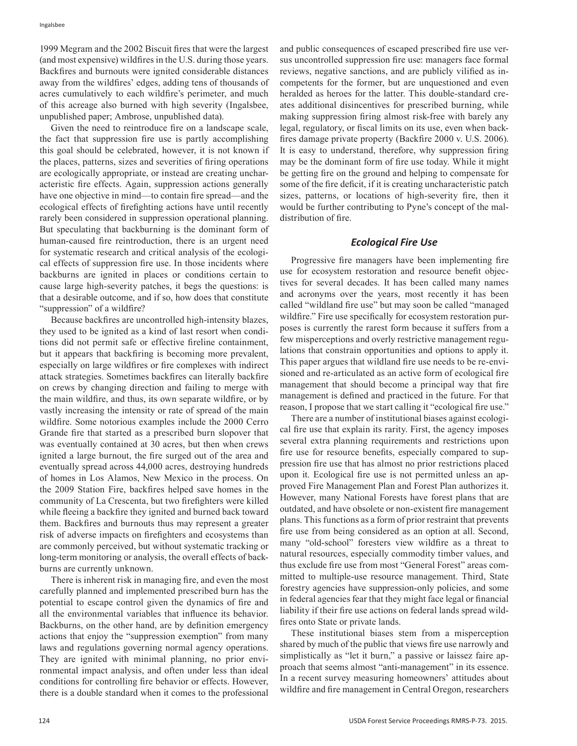1999 Megram and the 2002 Biscuit fires that were the largest (and most expensive) wildfires in the U.S. during those years. Backfires and burnouts were ignited considerable distances away from the wildfires' edges, adding tens of thousands of acres cumulatively to each wildfire's perimeter, and much of this acreage also burned with high severity (Ingalsbee, unpublished paper; Ambrose, unpublished data).

Given the need to reintroduce fire on a landscape scale, the fact that suppression fire use is partly accomplishing this goal should be celebrated, however, it is not known if the places, patterns, sizes and severities of firing operations are ecologically appropriate, or instead are creating uncharacteristic fire effects. Again, suppression actions generally have one objective in mind—to contain fire spread—and the ecological effects of firefighting actions have until recently rarely been considered in suppression operational planning. But speculating that backburning is the dominant form of human-caused fire reintroduction, there is an urgent need for systematic research and critical analysis of the ecological effects of suppression fire use. In those incidents where backburns are ignited in places or conditions certain to cause large high-severity patches, it begs the questions: is that a desirable outcome, and if so, how does that constitute "suppression" of a wildfire?

Because backfires are uncontrolled high-intensity blazes, they used to be ignited as a kind of last resort when conditions did not permit safe or effective fireline containment, but it appears that backfiring is becoming more prevalent, especially on large wildfires or fire complexes with indirect attack strategies. Sometimes backfires can literally backfire on crews by changing direction and failing to merge with the main wildfire, and thus, its own separate wildfire, or by vastly increasing the intensity or rate of spread of the main wildfire. Some notorious examples include the 2000 Cerro Grande fire that started as a prescribed burn slopover that was eventually contained at 30 acres, but then when crews ignited a large burnout, the fire surged out of the area and eventually spread across 44,000 acres, destroying hundreds of homes in Los Alamos, New Mexico in the process. On the 2009 Station Fire, backfires helped save homes in the community of La Crescenta, but two firefighters were killed while fleeing a backfire they ignited and burned back toward them. Backfires and burnouts thus may represent a greater risk of adverse impacts on firefighters and ecosystems than are commonly perceived, but without systematic tracking or long-term monitoring or analysis, the overall effects of backburns are currently unknown.

There is inherent risk in managing fire, and even the most carefully planned and implemented prescribed burn has the potential to escape control given the dynamics of fire and all the environmental variables that influence its behavior. Backburns, on the other hand, are by definition emergency actions that enjoy the "suppression exemption" from many laws and regulations governing normal agency operations. They are ignited with minimal planning, no prior environmental impact analysis, and often under less than ideal conditions for controlling fire behavior or effects. However, there is a double standard when it comes to the professional and public consequences of escaped prescribed fire use versus uncontrolled suppression fire use: managers face formal reviews, negative sanctions, and are publicly vilified as incompetents for the former, but are unquestioned and even heralded as heroes for the latter. This double-standard creates additional disincentives for prescribed burning, while making suppression firing almost risk-free with barely any legal, regulatory, or fiscal limits on its use, even when backfires damage private property (Backfire 2000 v. U.S. 2006). It is easy to understand, therefore, why suppression firing may be the dominant form of fire use today. While it might be getting fire on the ground and helping to compensate for some of the fire deficit, if it is creating uncharacteristic patch sizes, patterns, or locations of high-severity fire, then it would be further contributing to Pyne's concept of the maldistribution of fire.

## *Ecological Fire Use*

Progressive fire managers have been implementing fire use for ecosystem restoration and resource benefit objectives for several decades. It has been called many names and acronyms over the years, most recently it has been called "wildland fire use" but may soon be called "managed wildfire." Fire use specifically for ecosystem restoration purposes is currently the rarest form because it suffers from a few misperceptions and overly restrictive management regulations that constrain opportunities and options to apply it. This paper argues that wildland fire use needs to be re-envisioned and re-articulated as an active form of ecological fire management that should become a principal way that fire management is defined and practiced in the future. For that reason, I propose that we start calling it "ecological fire use."

There are a number of institutional biases against ecological fire use that explain its rarity. First, the agency imposes several extra planning requirements and restrictions upon fire use for resource benefits, especially compared to suppression fire use that has almost no prior restrictions placed upon it. Ecological fire use is not permitted unless an approved Fire Management Plan and Forest Plan authorizes it. However, many National Forests have forest plans that are outdated, and have obsolete or non-existent fire management plans. This functions as a form of prior restraint that prevents fire use from being considered as an option at all. Second, many "old-school" foresters view wildfire as a threat to natural resources, especially commodity timber values, and thus exclude fire use from most "General Forest" areas committed to multiple-use resource management. Third, State forestry agencies have suppression-only policies, and some in federal agencies fear that they might face legal or financial liability if their fire use actions on federal lands spread wildfires onto State or private lands.

These institutional biases stem from a misperception shared by much of the public that views fire use narrowly and simplistically as "let it burn," a passive or laissez faire approach that seems almost "anti-management" in its essence. In a recent survey measuring homeowners' attitudes about wildfire and fire management in Central Oregon, researchers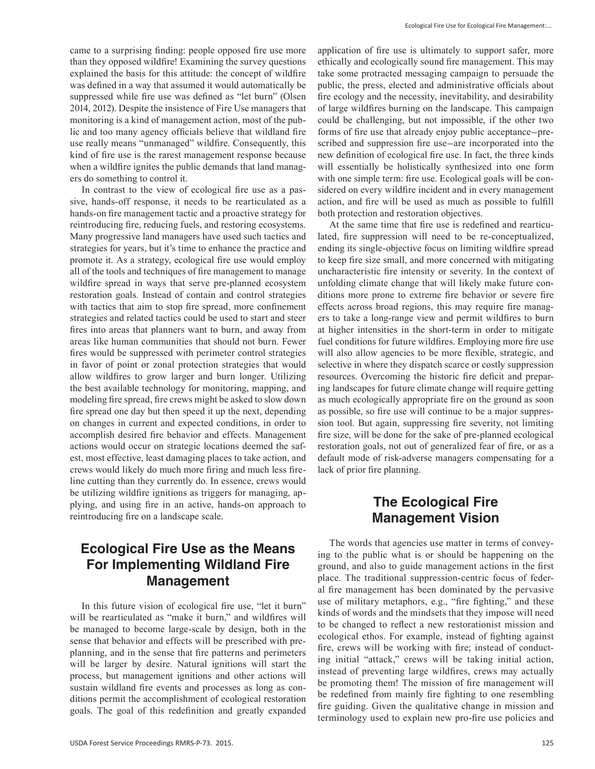came to a surprising finding: people opposed fire use more than they opposed wildfire! Examining the survey questions explained the basis for this attitude: the concept of wildfire was defined in a way that assumed it would automatically be suppressed while fire use was defined as "let burn" (Olsen 2014, 2012). Despite the insistence of Fire Use managers that monitoring is a kind of management action, most of the public and too many agency officials believe that wildland fire use really means "unmanaged" wildfire. Consequently, this kind of fire use is the rarest management response because when a wildfire ignites the public demands that land managers do something to control it.

In contrast to the view of ecological fire use as a passive, hands-off response, it needs to be rearticulated as a hands-on fire management tactic and a proactive strategy for reintroducing fire, reducing fuels, and restoring ecosystems. Many progressive land managers have used such tactics and strategies for years, but it's time to enhance the practice and promote it. As a strategy, ecological fire use would employ all of the tools and techniques of fire management to manage wildfire spread in ways that serve pre-planned ecosystem restoration goals. Instead of contain and control strategies with tactics that aim to stop fire spread, more confinement strategies and related tactics could be used to start and steer fires into areas that planners want to burn, and away from areas like human communities that should not burn. Fewer fires would be suppressed with perimeter control strategies in favor of point or zonal protection strategies that would allow wildfires to grow larger and burn longer. Utilizing the best available technology for monitoring, mapping, and modeling fire spread, fire crews might be asked to slow down fire spread one day but then speed it up the next, depending on changes in current and expected conditions, in order to accomplish desired fire behavior and effects. Management actions would occur on strategic locations deemed the safest, most effective, least damaging places to take action, and crews would likely do much more firing and much less fireline cutting than they currently do. In essence, crews would be utilizing wildfire ignitions as triggers for managing, applying, and using fire in an active, hands-on approach to reintroducing fire on a landscape scale.

## Ecological Fire Use as the Means For Implementing Wildland Fire Management

In this future vision of ecological fire use, "let it burn" will be rearticulated as "make it burn," and wildfires will be managed to become large-scale by design, both in the sense that behavior and effects will be prescribed with pre-planning, and in the sense that fire patterns and perimeters will be larger by desire. Natural ignitions will start the process, but management ignitions and other actions will sustain wildland fire events and processes as long as conditions permit the accomplishment of ecological restoration goals. The goal of this redefinition and greatly expanded application of fire use is ultimately to support safer, more ethically and ecologically sound fire management. This may take some protracted messaging campaign to persuade the public, the press, elected and administrative officials about fire ecology and the necessity, inevitability, and desirability of large wildfires burning on the landscape. This campaign could be challenging, but not impossible, if the other two forms of fire use that already enjoy public acceptance—prescribed and suppression fire use—are incorporated into the new definition of ecological fire use. In fact, the three kinds will essentially be holistically synthesized into one form with one simple term: fire use. Ecological goals will be considered on every wildfire incident and in every management action, and fire will be used as much as possible to fulfill both protection and restoration objectives.

At the same time that fire use is redefined and rearticulated, fire suppression will need to be re-conceptualized, ending its single-objective focus on limiting wildfire spread to keep fire size small, and more concerned with mitigating uncharacteristic fire intensity or severity. In the context of unfolding climate change that will likely make future conditions more prone to extreme fire behavior or severe fire effects across broad regions, this may require fire managers to take a long-range view and permit wildfires to burn at higher intensities in the short-term in order to mitigate fuel conditions for future wildfires. Employing more fire use will also allow agencies to be more flexible, strategic, and selective in where they dispatch scarce or costly suppression resources. Overcoming the historic fire deficit and preparing landscapes for future climate change will require getting as much ecologically appropriate fire on the ground as soon as possible, so fire use will continue to be a major suppression tool. But again, suppressing fire severity, not limiting fire size, will be done for the sake of pre-planned ecological restoration goals, not out of generalized fear of fire, or as a default mode of risk-adverse managers compensating for a lack of prior fire planning.

## The Ecological Fire Management Vision

The words that agencies use matter in terms of conveying to the public what is or should be happening on the ground, and also to guide management actions in the first place. The traditional suppression-centric focus of federal fire management has been dominated by the pervasive use of military metaphors, e.g., "fire fighting," and these kinds of words and the mindsets that they impose will need to be changed to reflect a new restorationist mission and ecological ethos. For example, instead of fighting against fire, crews will be working with fire; instead of conducting initial "attack," crews will be taking initial action, instead of preventing large wildfires, crews may actually be promoting them! The mission of fire management will be redefined from mainly fire fighting to one resembling fire guiding. Given the qualitative change in mission and terminology used to explain new pro-fire use policies and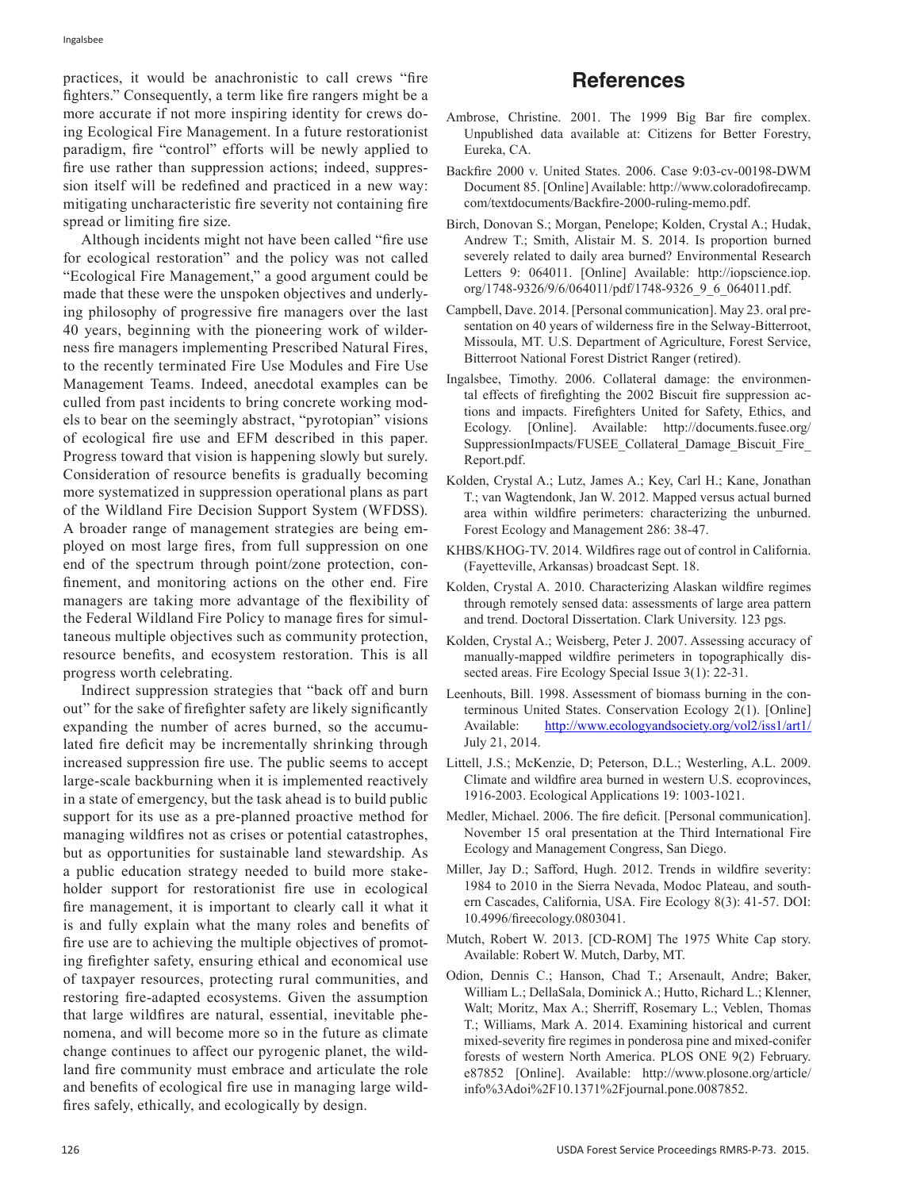practices, it would be anachronistic to call crews "fire fighters." Consequently, a term like fire rangers might be a more accurate if not more inspiring identity for crews doing Ecological Fire Management. In a future restorationist paradigm, fire "control" efforts will be newly applied to fire use rather than suppression actions; indeed, suppression itself will be redefined and practiced in a new way: mitigating uncharacteristic fire severity not containing fire spread or limiting fire size.

Although incidents might not have been called "fire use for ecological restoration" and the policy was not called "Ecological Fire Management," a good argument could be made that these were the unspoken objectives and underlying philosophy of progressive fire managers over the last 40 years, beginning with the pioneering work of wilderness fire managers implementing Prescribed Natural Fires, to the recently terminated Fire Use Modules and Fire Use Management Teams. Indeed, anecdotal examples can be culled from past incidents to bring concrete working models to bear on the seemingly abstract, "pyrotopian" visions of ecological fire use and EFM described in this paper. Progress toward that vision is happening slowly but surely. Consideration of resource benefits is gradually becoming more systematized in suppression operational plans as part of the Wildland Fire Decision Support System (WFDSS). A broader range of management strategies are being employed on most large fires, from full suppression on one end of the spectrum through point/zone protection, confinement, and monitoring actions on the other end. Fire managers are taking more advantage of the flexibility of the Federal Wildland Fire Policy to manage fires for simultaneous multiple objectives such as community protection, resource benefits, and ecosystem restoration. This is all progress worth celebrating.

Indirect suppression strategies that "back off and burn out" for the sake of firefighter safety are likely significantly expanding the number of acres burned, so the accumulated fire deficit may be incrementally shrinking through increased suppression fire use. The public seems to accept large-scale backburning when it is implemented reactively in a state of emergency, but the task ahead is to build public support for its use as a pre-planned proactive method for managing wildfires not as crises or potential catastrophes, but as opportunities for sustainable land stewardship. As a public education strategy needed to build more stakeholder support for restorationist fire use in ecological fire management, it is important to clearly call it what it is and fully explain what the many roles and benefits of fire use are to achieving the multiple objectives of promoting firefighter safety, ensuring ethical and economical use of taxpayer resources, protecting rural communities, and restoring fire-adapted ecosystems. Given the assumption that large wildfires are natural, essential, inevitable phenomena, and will become more so in the future as climate change continues to affect our pyrogenic planet, the wildland fire community must embrace and articulate the role and benefits of ecological fire use in managing large wildfires safely, ethically, and ecologically by design.

# References

Ambrose, Christine. 2001. The 1999 Big Bar fire complex. Unpublished data available at: Citizens for Better Forestry, Eureka, CA.

Backfire 2000 v. United States. 2006. Case 9:03-cv-00198-DWM Document 85. [Online] Available: http://www.coloradofirecamp.com/textdocuments/Backfire-2000-ruling-memo.pdf.

Birch, Donovan S.; Morgan, Penelope; Kolden, Crystal A.; Hudak, Andrew T.; Smith, Alistair M. S. 2014. Is proportion burned severely related to daily area burned? Environmental Research Letters 9: 064011. [Online] Available: http://iopscience.iop.org/1748-9326/9/6/064011/pdf/1748-9326_9_6_064011.pdf.

Campbell, Dave. 2014. [Personal communication]. May 23. oral presentation on 40 years of wilderness fire in the Selway-Bitterroot, Missoula, MT. U.S. Department of Agriculture, Forest Service, Bitterroot National Forest District Ranger (retired).

Ingalsbee, Timothy. 2006. Collateral damage: the environmental effects of firefighting the 2002 Biscuit fire suppression actions and impacts. Firefighters United for Safety, Ethics, and Ecology. [Online]. Available: http://documents.fusee.org/SuppressionImpacts/FUSEE_Collateral_Damage_Biscuit_Fire_Report.pdf.

Kolden, Crystal A.; Lutz, James A.; Key, Carl H.; Kane, Jonathan T.; van Wagtendonk, Jan W. 2012. Mapped versus actual burned area within wildfire perimeters: characterizing the unburned. Forest Ecology and Management 286: 38-47.

KHBS/KHOG-TV. 2014. Wildfires rage out of control in California. (Fayetteville, Arkansas) broadcast Sept. 18.

Kolden, Crystal A. 2010. Characterizing Alaskan wildfire regimes through remotely sensed data: assessments of large area pattern and trend. Doctoral Dissertation. Clark University. 123 pgs.

Kolden, Crystal A.; Weisberg, Peter J. 2007. Assessing accuracy of manually-mapped wildfire perimeters in topographically dissected areas. Fire Ecology Special Issue 3(1): 22-31.

Leenhouts, Bill. 1998. Assessment of biomass burning in the conterminous United States. Conservation Ecology 2(1). [Online] Available: http://www.ecologyandsociety.org/vol2/iss1/art1/ July 21, 2014.

Littell, J.S.; McKenzie, D; Peterson, D.L.; Westerling, A.L. 2009. Climate and wildfire area burned in western U.S. ecoprovinces, 1916-2003. Ecological Applications 19: 1003-1021.

Medler, Michael. 2006. The fire deficit. [Personal communication]. November 15 oral presentation at the Third International Fire Ecology and Management Congress, San Diego.

Miller, Jay D.; Safford, Hugh. 2012. Trends in wildfire severity: 1984 to 2010 in the Sierra Nevada, Modoc Plateau, and southern Cascades, California, USA. Fire Ecology 8(3): 41-57. DOI: 10.4996/fireecology.0803041.

Mutch, Robert W. 2013. [CD-ROM] The 1975 White Cap story. Available: Robert W. Mutch, Darby, MT.

Odion, Dennis C.; Hanson, Chad T.; Arsenault, Andre; Baker, William L.; DellaSala, Dominick A.; Hutto, Richard L.; Klenner, Walt; Moritz, Max A.; Sherriff, Rosemary L.; Veblen, Thomas T.; Williams, Mark A. 2014. Examining historical and current mixed-severity fire regimes in ponderosa pine and mixed-conifer forests of western North America. PLOS ONE 9(2) February. e87852 [Online]. Available: http://www.plosone.org/article/info%3Adoi%2F10.1371%2Fjournal.pone.0087852.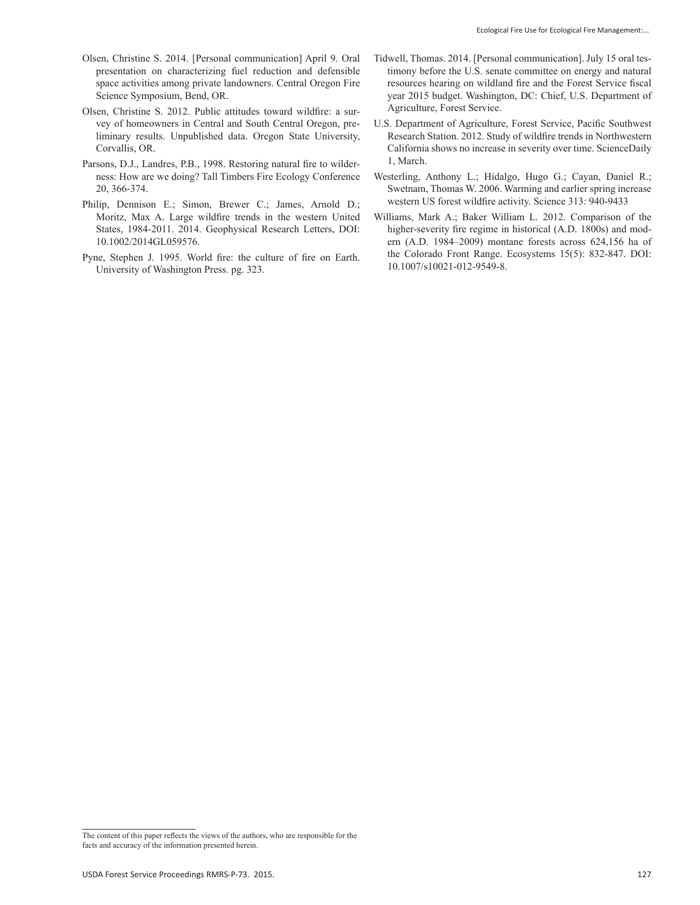Olsen, Christine S. 2014. [Personal communication] April 9. Oral presentation on characterizing fuel reduction and defensible space activities among private landowners. Central Oregon Fire Science Symposium, Bend, OR.

Olsen, Christine S. 2012. Public attitudes toward wildfire: a survey of homeowners in Central and South Central Oregon, preliminary results. Unpublished data. Oregon State University, Corvallis, OR.

Parsons, D.J., Landres, P.B., 1998. Restoring natural fire to wilderness: How are we doing? Tall Timbers Fire Ecology Conference 20, 366-374.

Philip, Dennison E.; Simon, Brewer C.; James, Arnold D.; Moritz, Max A. Large wildfire trends in the western United States, 1984-2011. 2014. Geophysical Research Letters, DOI: 10.1002/2014GL059576.

Pyne, Stephen J. 1995. World fire: the culture of fire on Earth. University of Washington Press. pg. 323.

Tidwell, Thomas. 2014. [Personal communication]. July 15 oral testimony before the U.S. senate committee on energy and natural resources hearing on wildland fire and the Forest Service fiscal year 2015 budget. Washington, DC: Chief, U.S. Department of Agriculture, Forest Service.

U.S. Department of Agriculture, Forest Service, Pacific Southwest Research Station. 2012. Study of wildfire trends in Northwestern California shows no increase in severity over time. ScienceDaily 1, March.

Westerling, Anthony L.; Hidalgo, Hugo G.; Cayan, Daniel R.; Swetnam, Thomas W. 2006. Warming and earlier spring increase western US forest wildfire activity. Science 313: 940-9433

Williams, Mark A.; Baker William L. 2012. Comparison of the higher-severity fire regime in historical (A.D. 1800s) and modern (A.D. 1984–2009) montane forests across 624,156 ha of the Colorado Front Range. Ecosystems 15(5): 832-847. DOI: 10.1007/s10021-012-9549-8.

The content of this paper reflects the views of the authors, who are responsible for the facts and accuracy of the information presented herein.